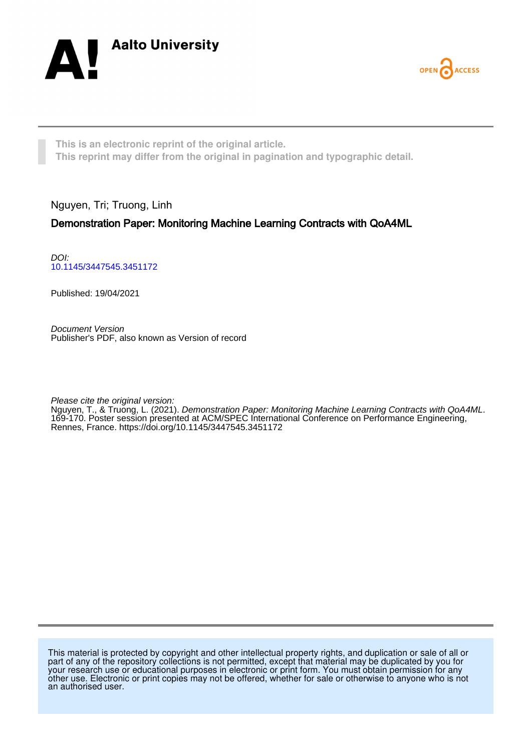Aalto University

OPEN ACCESS

**This is an electronic reprint of the original article.**
**This reprint may differ from the original in pagination and typographic detail.**

Nguyen, Tri; Truong, Linh

## Demonstration Paper: Monitoring Machine Learning Contracts with QoA4ML

*DOI:*
10.1145/3447545.3451172

Published: 19/04/2021

*Document Version*
Publisher's PDF, also known as Version of record

*Please cite the original version:*
Nguyen, T., & Truong, L. (2021). *Demonstration Paper: Monitoring Machine Learning Contracts with QoA4ML*. 169-170. Poster session presented at ACM/SPEC International Conference on Performance Engineering, Rennes, France. https://doi.org/10.1145/3447545.3451172

This material is protected by copyright and other intellectual property rights, and duplication or sale of all or part of any of the repository collections is not permitted, except that material may be duplicated by you for your research use or educational purposes in electronic or print form. You must obtain permission for any other use. Electronic or print copies may not be offered, whether for sale or otherwise to anyone who is not an authorised user.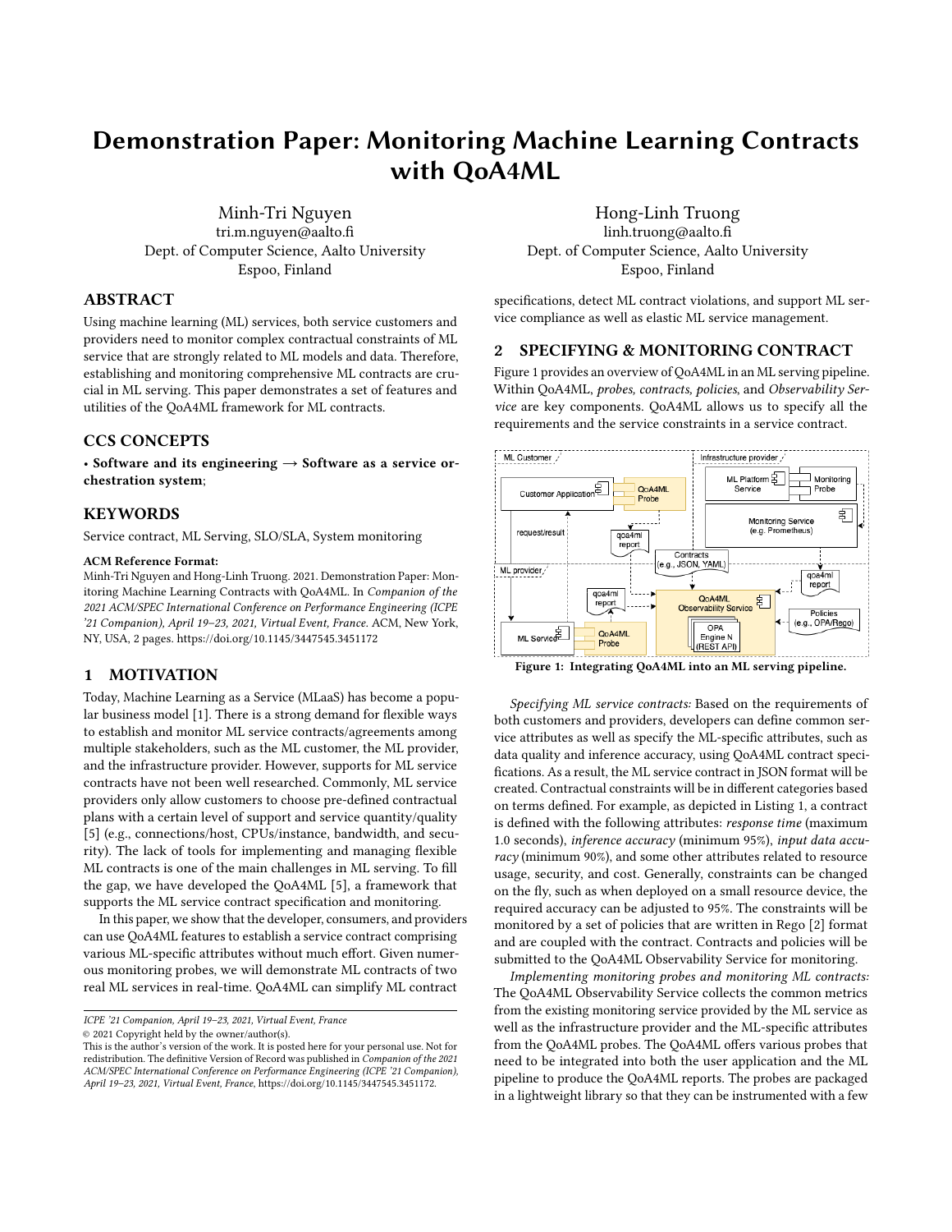# Demonstration Paper: Monitoring Machine Learning Contracts with QoA4ML

Minh-Tri Nguyen
tri.m.nguyen@aalto.fi
Dept. of Computer Science, Aalto University
Espoo, Finland

Hong-Linh Truong
linh.truong@aalto.fi
Dept. of Computer Science, Aalto University
Espoo, Finland

## ABSTRACT

Using machine learning (ML) services, both service customers and providers need to monitor complex contractual constraints of ML service that are strongly related to ML models and data. Therefore, establishing and monitoring comprehensive ML contracts are crucial in ML serving. This paper demonstrates a set of features and utilities of the QoA4ML framework for ML contracts.

## CCS CONCEPTS

• **Software and its engineering → Software as a service orchestration system**;

## KEYWORDS

Service contract, ML Serving, SLO/SLA, System monitoring

**ACM Reference Format:**

Minh-Tri Nguyen and Hong-Linh Truong. 2021. Demonstration Paper: Monitoring Machine Learning Contracts with QoA4ML. In *Companion of the 2021 ACM/SPEC International Conference on Performance Engineering (ICPE '21 Companion), April 19–23, 2021, Virtual Event, France.* ACM, New York, NY, USA, 2 pages. https://doi.org/10.1145/3447545.3451172

## 1 MOTIVATION

Today, Machine Learning as a Service (MLaaS) has become a popular business model [1]. There is a strong demand for flexible ways to establish and monitor ML service contracts/agreements among multiple stakeholders, such as the ML customer, the ML provider, and the infrastructure provider. However, supports for ML service contracts have not been well researched. Commonly, ML service providers only allow customers to choose pre-defined contractual plans with a certain level of support and service quantity/quality [5] (e.g., connections/host, CPUs/instance, bandwidth, and security). The lack of tools for implementing and managing flexible ML contracts is one of the main challenges in ML serving. To fill the gap, we have developed the QoA4ML [5], a framework that supports the ML service contract specification and monitoring.

In this paper, we show that the developer, consumers, and providers can use QoA4ML features to establish a service contract comprising various ML-specific attributes without much effort. Given numerous monitoring probes, we will demonstrate ML contracts of two real ML services in real-time. QoA4ML can simplify ML contract specifications, detect ML contract violations, and support ML service compliance as well as elastic ML service management.

*ICPE '21 Companion, April 19–23, 2021, Virtual Event, France*
© 2021 Copyright held by the owner/author(s).
This is the author's version of the work. It is posted here for your personal use. Not for redistribution. The definitive Version of Record was published in *Companion of the 2021 ACM/SPEC International Conference on Performance Engineering (ICPE '21 Companion), April 19–23, 2021, Virtual Event, France*, https://doi.org/10.1145/3447545.3451172.

## 2 SPECIFYING & MONITORING CONTRACT

Figure 1 provides an overview of QoA4ML in an ML serving pipeline. Within QoA4ML, *probes*, *contracts*, *policies*, and *Observability Service* are key components. QoA4ML allows us to specify all the requirements and the service constraints in a service contract.

**Figure 1: Integrating QoA4ML into an ML serving pipeline.**

*Specifying ML service contracts:* Based on the requirements of both customers and providers, developers can define common service attributes as well as specify the ML-specific attributes, such as data quality and inference accuracy, using QoA4ML contract specifications. As a result, the ML service contract in JSON format will be created. Contractual constraints will be in different categories based on terms defined. For example, as depicted in Listing 1, a contract is defined with the following attributes: *response time* (maximum 1.0 seconds), *inference accuracy* (minimum 95%), *input data accuracy* (minimum 90%), and some other attributes related to resource usage, security, and cost. Generally, constraints can be changed on the fly, such as when deployed on a small resource device, the required accuracy can be adjusted to 95%. The constraints will be monitored by a set of policies that are written in Rego [2] format and are coupled with the contract. Contracts and policies will be submitted to the QoA4ML Observability Service for monitoring.

*Implementing monitoring probes and monitoring ML contracts:* The QoA4ML Observability Service collects the common metrics from the existing monitoring service provided by the ML service as well as the infrastructure provider and the ML-specific attributes from the QoA4ML probes. The QoA4ML offers various probes that need to be integrated into both the user application and the ML pipeline to produce the QoA4ML reports. The probes are packaged in a lightweight library so that they can be instrumented with a few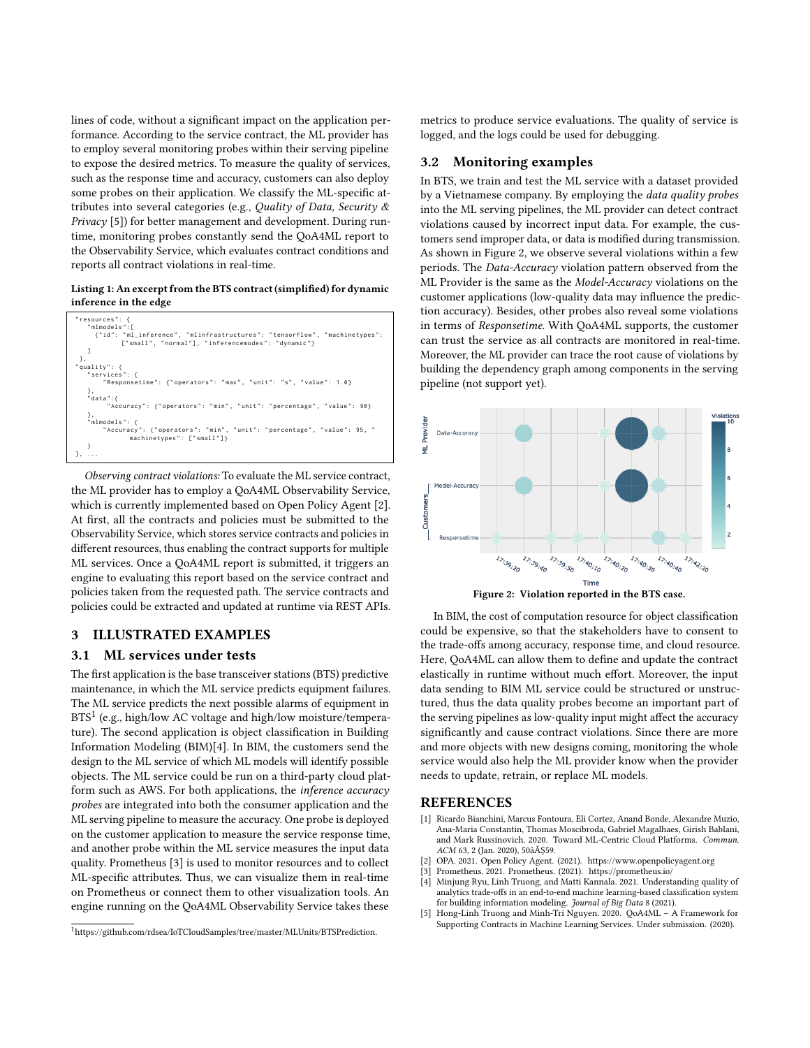lines of code, without a significant impact on the application performance. According to the service contract, the ML provider has to employ several monitoring probes within their serving pipeline to expose the desired metrics. To measure the quality of services, such as the response time and accuracy, customers can also deploy some probes on their application. We classify the ML-specific attributes into several categories (e.g., *Quality of Data*, *Security & Privacy* [5]) for better management and development. During runtime, monitoring probes constantly send the QoA4ML report to the Observability Service, which evaluates contract conditions and reports all contract violations in real-time.

**Listing 1: An excerpt from the BTS contract (simplified) for dynamic inference in the edge**

```
"resources": {
   "mlmodels":[
     {"id": "ml_inference", "mlinfrastructures": "tensorflow", "machinetypes":
          ["small", "normal"], "inferencemodes": "dynamic"}
   ]
 },
"quality": {
   "services": {
       "Responsetime": {"operators": "max", "unit": "s", "value": 1.0}
   },
   "data":{
        "Accuracy": {"operators": "min", "unit": "percentage", "value": 90}
   },
   "mlmodels": {
       "Accuracy": {"operators": "min", "unit": "percentage", "value": 95, "
             machinetypes": ["small"]}
   }
}, ...
```

*Observing contract violations:* To evaluate the ML service contract, the ML provider has to employ a QoA4ML Observability Service, which is currently implemented based on Open Policy Agent [2]. At first, all the contracts and policies must be submitted to the Observability Service, which stores service contracts and policies in different resources, thus enabling the contract supports for multiple ML services. Once a QoA4ML report is submitted, it triggers an engine to evaluating this report based on the service contract and policies taken from the requested path. The service contracts and policies could be extracted and updated at runtime via REST APIs.

## 3 ILLUSTRATED EXAMPLES

### 3.1 ML services under tests

The first application is the base transceiver stations (BTS) predictive maintenance, in which the ML service predicts equipment failures. The ML service predicts the next possible alarms of equipment in BTS[1] (e.g., high/low AC voltage and high/low moisture/temperature). The second application is object classification in Building Information Modeling (BIM)[4]. In BIM, the customers send the design to the ML service of which ML models will identify possible objects. The ML service could be run on a third-party cloud platform such as AWS. For both applications, the *inference accuracy probes* are integrated into both the consumer application and the ML serving pipeline to measure the accuracy. One probe is deployed on the customer application to measure the service response time, and another probe within the ML service measures the input data quality. Prometheus [3] is used to monitor resources and to collect ML-specific attributes. Thus, we can visualize them in real-time on Prometheus or connect them to other visualization tools. An engine running on the QoA4ML Observability Service takes these metrics to produce service evaluations. The quality of service is logged, and the logs could be used for debugging.

### 3.2 Monitoring examples

In BTS, we train and test the ML service with a dataset provided by a Vietnamese company. By employing the *data quality probes* into the ML serving pipelines, the ML provider can detect contract violations caused by incorrect input data. For example, the customers send improper data, or data is modified during transmission. As shown in Figure 2, we observe several violations within a few periods. The *Data-Accuracy* violation pattern observed from the ML Provider is the same as the *Model-Accuracy* violations on the customer applications (low-quality data may influence the prediction accuracy). Besides, other probes also reveal some violations in terms of *Responsetime*. With QoA4ML supports, the customer can trust the service as all contracts are monitored in real-time. Moreover, the ML provider can trace the root cause of violations by building the dependency graph among components in the serving pipeline (not support yet).

ML Provider
Data-Accuracy
Customers
Model-Accuracy
Responsetime
17:39:20 17:39:40 17:39:50 17:40:10 17:40:20 17:40:30 17:40:40 17:42:20
Time
Violations
10
8
6
4
2

**Figure 2: Violation reported in the BTS case.**

In BIM, the cost of computation resource for object classification could be expensive, so that the stakeholders have to consent to the trade-offs among accuracy, response time, and cloud resource. Here, QoA4ML can allow them to define and update the contract elastically in runtime without much effort. Moreover, the input data sending to BIM ML service could be structured or unstructured, thus the data quality probes become an important part of the serving pipelines as low-quality input might affect the accuracy significantly and cause contract violations. Since there are more and more objects with new designs coming, monitoring the whole service would also help the ML provider know when the provider needs to update, retrain, or replace ML models.

## REFERENCES

- [1] Ricardo Bianchini, Marcus Fontoura, Eli Cortez, Anand Bonde, Alexandre Muzio, Ana-Maria Constantin, Thomas Moscibroda, Gabriel Magalhaes, Girish Bablani, and Mark Russinovich. 2020. Toward ML-Centric Cloud Platforms. *Commun. ACM* 63, 2 (Jan. 2020), 50âĂŞ59.
- [2] OPA. 2021. Open Policy Agent. (2021). https://www.openpolicyagent.org
- [3] Prometheus. 2021. Prometheus. (2021). https://prometheus.io/
- [4] Minjung Ryu, Linh Truong, and Matti Kannala. 2021. Understanding quality of analytics trade-offs in an end-to-end machine learning-based classification system for building information modeling. *Journal of Big Data* 8 (2021).
- [5] Hong-Linh Truong and Minh-Tri Nguyen. 2020. QoA4ML – A Framework for Supporting Contracts in Machine Learning Services. Under submission. (2020).

[1] https://github.com/rdsea/IoTCloudSamples/tree/master/MLUnits/BTSPrediction.